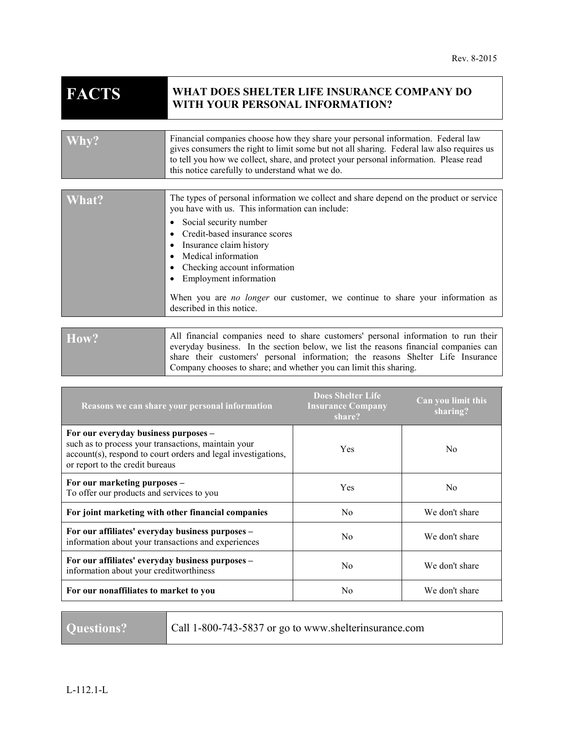Rev. 8-2015

| **FACTS** | **WHAT DOES SHELTER LIFE INSURANCE COMPANY DO WITH YOUR PERSONAL INFORMATION?** |
|---|---|

| **Why?** | Financial companies choose how they share your personal information. Federal law gives consumers the right to limit some but not all sharing. Federal law also requires us to tell you how we collect, share, and protect your personal information. Please read this notice carefully to understand what we do. |
|---|---|
| **What?** | The types of personal information we collect and share depend on the product or service you have with us. This information can include:<br>• Social security number<br>• Credit-based insurance scores<br>• Insurance claim history<br>• Medical information<br>• Checking account information<br>• Employment information<br><br>When you are *no longer* our customer, we continue to share your information as described in this notice. |
| **How?** | All financial companies need to share customers' personal information to run their everyday business. In the section below, we list the reasons financial companies can share their customers' personal information; the reasons Shelter Life Insurance Company chooses to share; and whether you can limit this sharing. |

| Reasons we can share your personal information | Does Shelter Life Insurance Company share? | Can you limit this sharing? |
|---|---|---|
| **For our everyday business purposes –** such as to process your transactions, maintain your account(s), respond to court orders and legal investigations, or report to the credit bureaus | Yes | No |
| **For our marketing purposes –** To offer our products and services to you | Yes | No |
| **For joint marketing with other financial companies** | No | We don't share |
| **For our affiliates' everyday business purposes –** information about your transactions and experiences | No | We don't share |
| **For our affiliates' everyday business purposes –** information about your creditworthiness | No | We don't share |
| **For our nonaffiliates to market to you** | No | We don't share |

| **Questions?** | Call 1-800-743-5837 or go to www.shelterinsurance.com |
|---|---|

L-112.1-L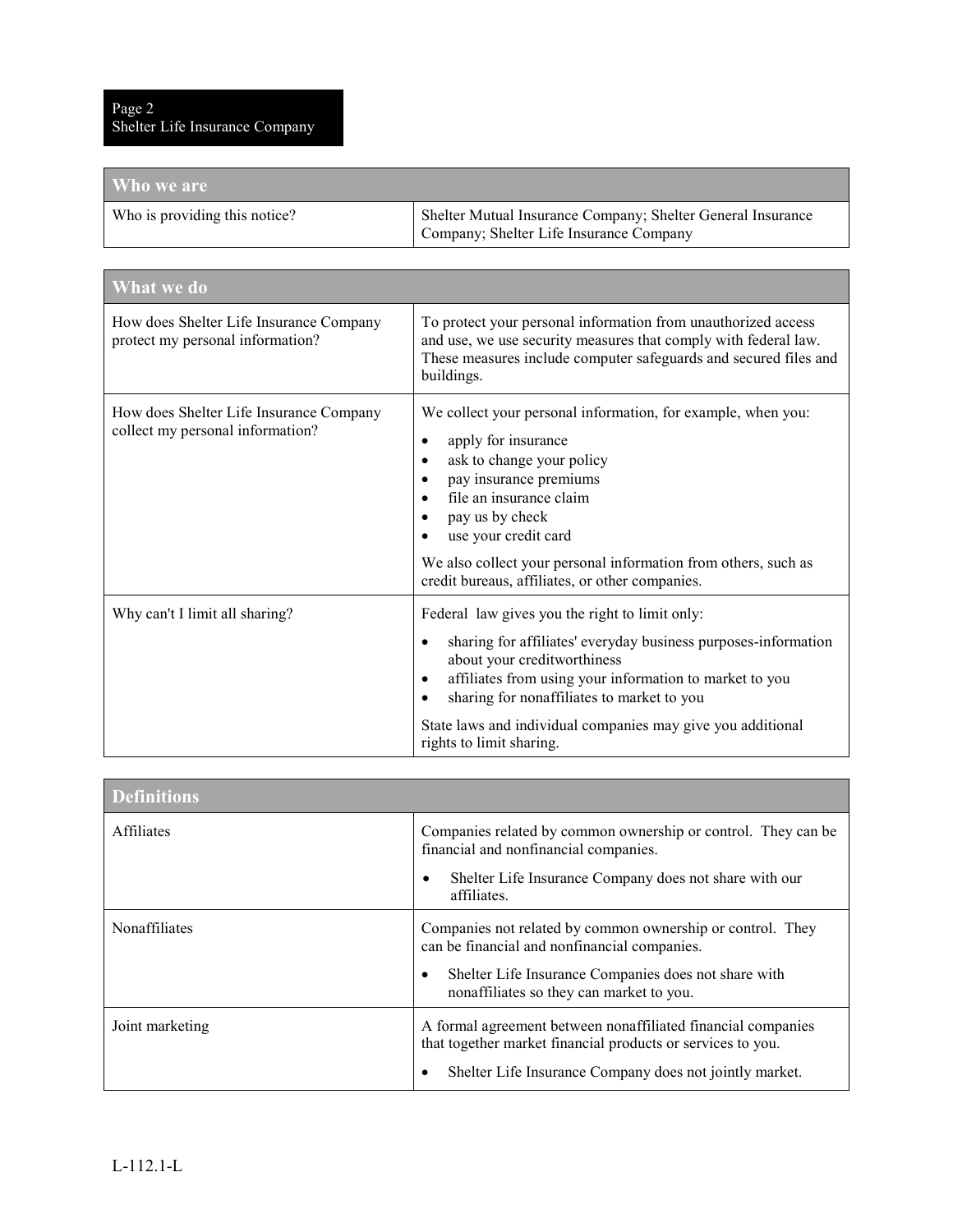| Who we are | |
|---|---|
| Who is providing this notice? | Shelter Mutual Insurance Company; Shelter General Insurance Company; Shelter Life Insurance Company |

| What we do | |
|---|---|
| How does Shelter Life Insurance Company protect my personal information? | To protect your personal information from unauthorized access and use, we use security measures that comply with federal law. These measures include computer safeguards and secured files and buildings. |
| How does Shelter Life Insurance Company collect my personal information? | We collect your personal information, for example, when you:<br>• apply for insurance<br>• ask to change your policy<br>• pay insurance premiums<br>• file an insurance claim<br>• pay us by check<br>• use your credit card<br><br>We also collect your personal information from others, such as credit bureaus, affiliates, or other companies. |
| Why can't I limit all sharing? | Federal law gives you the right to limit only:<br>• sharing for affiliates' everyday business purposes-information about your creditworthiness<br>• affiliates from using your information to market to you<br>• sharing for nonaffiliates to market to you<br><br>State laws and individual companies may give you additional rights to limit sharing. |

| Definitions | |
|---|---|
| Affiliates | Companies related by common ownership or control. They can be financial and nonfinancial companies.<br>• Shelter Life Insurance Company does not share with our affiliates. |
| Nonaffiliates | Companies not related by common ownership or control. They can be financial and nonfinancial companies.<br>• Shelter Life Insurance Companies does not share with nonaffiliates so they can market to you. |
| Joint marketing | A formal agreement between nonaffiliated financial companies that together market financial products or services to you.<br>• Shelter Life Insurance Company does not jointly market. |

L-112.1-L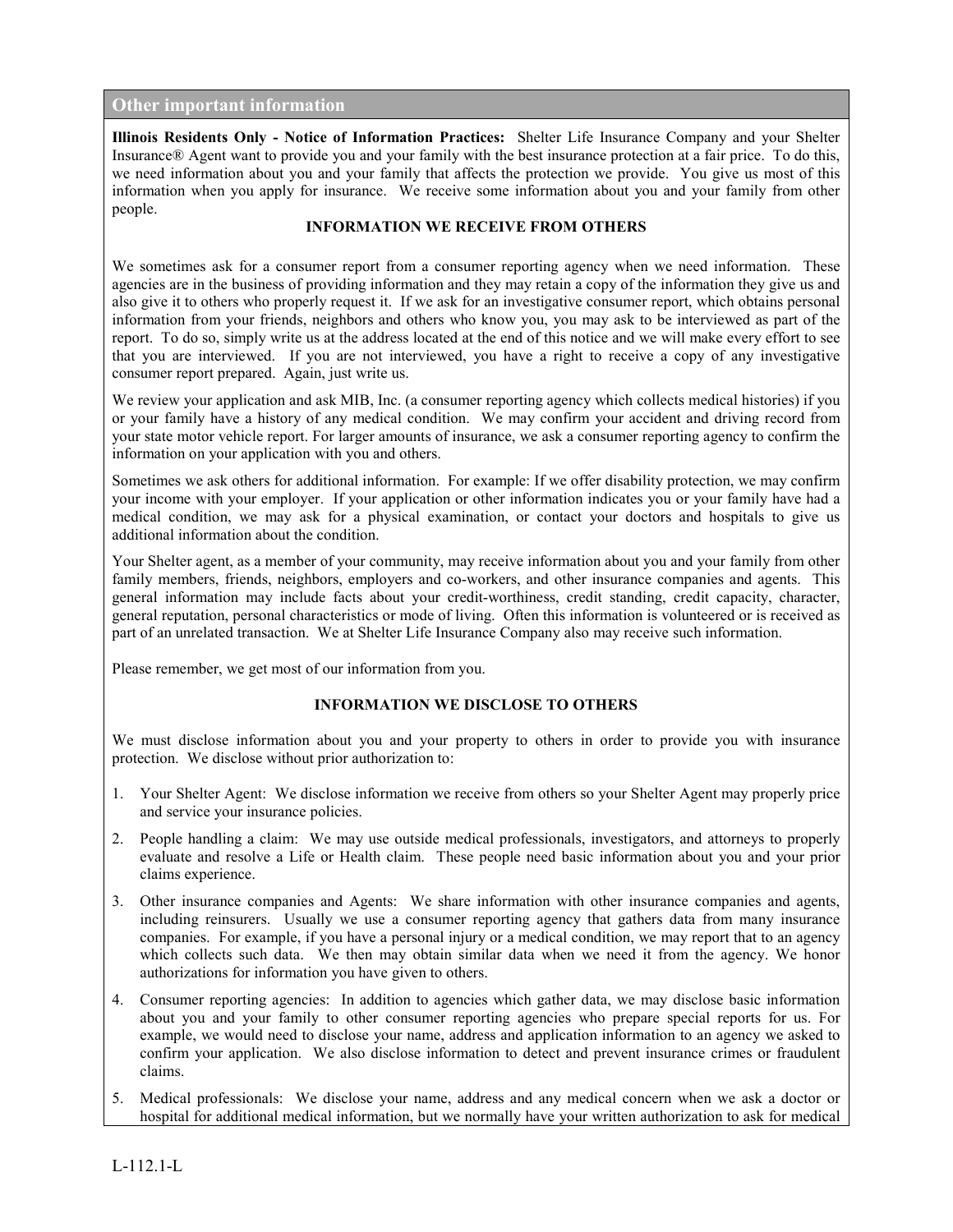## Other important information

**Illinois Residents Only - Notice of Information Practices:** Shelter Life Insurance Company and your Shelter Insurance® Agent want to provide you and your family with the best insurance protection at a fair price. To do this, we need information about you and your family that affects the protection we provide. You give us most of this information when you apply for insurance. We receive some information about you and your family from other people.

**INFORMATION WE RECEIVE FROM OTHERS**

We sometimes ask for a consumer report from a consumer reporting agency when we need information. These agencies are in the business of providing information and they may retain a copy of the information they give us and also give it to others who properly request it. If we ask for an investigative consumer report, which obtains personal information from your friends, neighbors and others who know you, you may ask to be interviewed as part of the report. To do so, simply write us at the address located at the end of this notice and we will make every effort to see that you are interviewed. If you are not interviewed, you have a right to receive a copy of any investigative consumer report prepared. Again, just write us.

We review your application and ask MIB, Inc. (a consumer reporting agency which collects medical histories) if you or your family have a history of any medical condition. We may confirm your accident and driving record from your state motor vehicle report. For larger amounts of insurance, we ask a consumer reporting agency to confirm the information on your application with you and others.

Sometimes we ask others for additional information. For example: If we offer disability protection, we may confirm your income with your employer. If your application or other information indicates you or your family have had a medical condition, we may ask for a physical examination, or contact your doctors and hospitals to give us additional information about the condition.

Your Shelter agent, as a member of your community, may receive information about you and your family from other family members, friends, neighbors, employers and co-workers, and other insurance companies and agents. This general information may include facts about your credit-worthiness, credit standing, credit capacity, character, general reputation, personal characteristics or mode of living. Often this information is volunteered or is received as part of an unrelated transaction. We at Shelter Life Insurance Company also may receive such information.

Please remember, we get most of our information from you.

**INFORMATION WE DISCLOSE TO OTHERS**

We must disclose information about you and your property to others in order to provide you with insurance protection. We disclose without prior authorization to:

1. Your Shelter Agent: We disclose information we receive from others so your Shelter Agent may properly price and service your insurance policies.
2. People handling a claim: We may use outside medical professionals, investigators, and attorneys to properly evaluate and resolve a Life or Health claim. These people need basic information about you and your prior claims experience.
3. Other insurance companies and Agents: We share information with other insurance companies and agents, including reinsurers. Usually we use a consumer reporting agency that gathers data from many insurance companies. For example, if you have a personal injury or a medical condition, we may report that to an agency which collects such data. We then may obtain similar data when we need it from the agency. We honor authorizations for information you have given to others.
4. Consumer reporting agencies: In addition to agencies which gather data, we may disclose basic information about you and your family to other consumer reporting agencies who prepare special reports for us. For example, we would need to disclose your name, address and application information to an agency we asked to confirm your application. We also disclose information to detect and prevent insurance crimes or fraudulent claims.
5. Medical professionals: We disclose your name, address and any medical concern when we ask a doctor or hospital for additional medical information, but we normally have your written authorization to ask for medical

L-112.1-L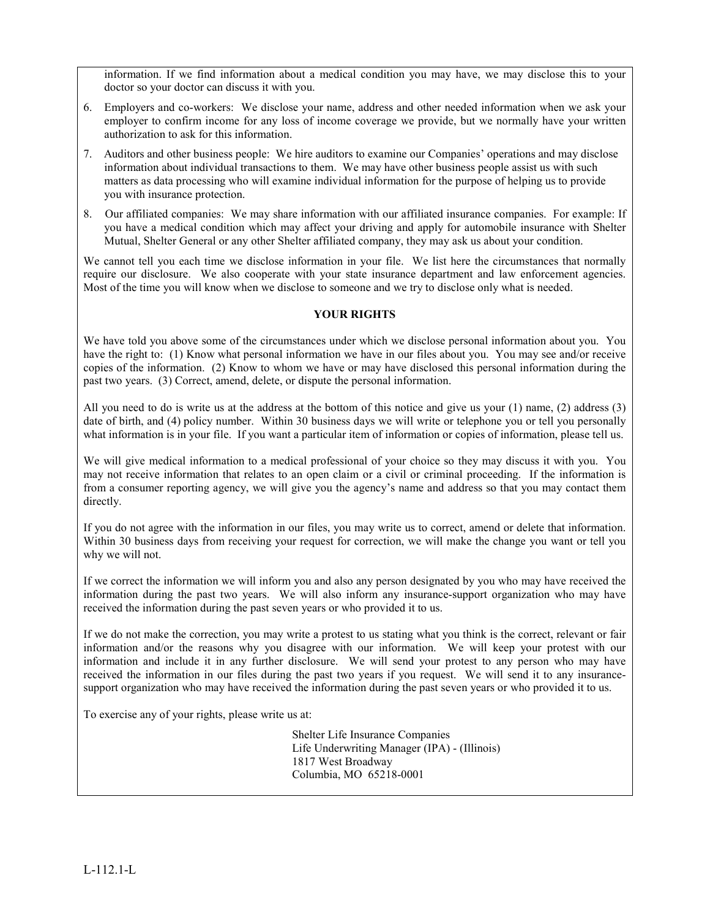information. If we find information about a medical condition you may have, we may disclose this to your doctor so your doctor can discuss it with you.

6. Employers and co-workers: We disclose your name, address and other needed information when we ask your employer to confirm income for any loss of income coverage we provide, but we normally have your written authorization to ask for this information.
7. Auditors and other business people: We hire auditors to examine our Companies' operations and may disclose information about individual transactions to them. We may have other business people assist us with such matters as data processing who will examine individual information for the purpose of helping us to provide you with insurance protection.
8. Our affiliated companies: We may share information with our affiliated insurance companies. For example: If you have a medical condition which may affect your driving and apply for automobile insurance with Shelter Mutual, Shelter General or any other Shelter affiliated company, they may ask us about your condition.

We cannot tell you each time we disclose information in your file. We list here the circumstances that normally require our disclosure. We also cooperate with your state insurance department and law enforcement agencies. Most of the time you will know when we disclose to someone and we try to disclose only what is needed.

## YOUR RIGHTS

We have told you above some of the circumstances under which we disclose personal information about you. You have the right to: (1) Know what personal information we have in our files about you. You may see and/or receive copies of the information. (2) Know to whom we have or may have disclosed this personal information during the past two years. (3) Correct, amend, delete, or dispute the personal information.

All you need to do is write us at the address at the bottom of this notice and give us your (1) name, (2) address (3) date of birth, and (4) policy number. Within 30 business days we will write or telephone you or tell you personally what information is in your file. If you want a particular item of information or copies of information, please tell us.

We will give medical information to a medical professional of your choice so they may discuss it with you. You may not receive information that relates to an open claim or a civil or criminal proceeding. If the information is from a consumer reporting agency, we will give you the agency's name and address so that you may contact them directly.

If you do not agree with the information in our files, you may write us to correct, amend or delete that information. Within 30 business days from receiving your request for correction, we will make the change you want or tell you why we will not.

If we correct the information we will inform you and also any person designated by you who may have received the information during the past two years. We will also inform any insurance-support organization who may have received the information during the past seven years or who provided it to us.

If we do not make the correction, you may write a protest to us stating what you think is the correct, relevant or fair information and/or the reasons why you disagree with our information. We will keep your protest with our information and include it in any further disclosure. We will send your protest to any person who may have received the information in our files during the past two years if you request. We will send it to any insurance-support organization who may have received the information during the past seven years or who provided it to us.

To exercise any of your rights, please write us at:

Shelter Life Insurance Companies
Life Underwriting Manager (IPA) - (Illinois)
1817 West Broadway
Columbia, MO 65218-0001

L-112.1-L